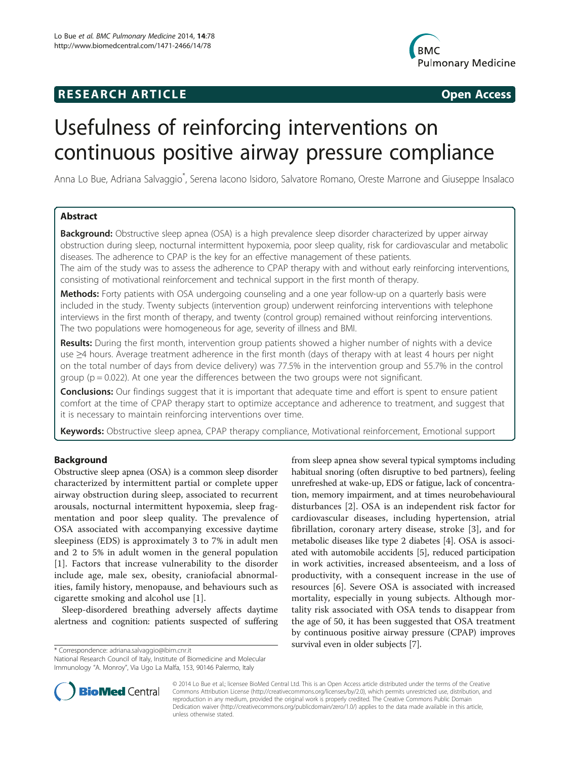RESEARCH ARTICLE Open Access

# Usefulness of reinforcing interventions on continuous positive airway pressure compliance

Anna Lo Bue, Adriana Salvaggio*, Serena Iacono Isidoro, Salvatore Romano, Oreste Marrone and Giuseppe Insalaco

## Abstract

**Background:** Obstructive sleep apnea (OSA) is a high prevalence sleep disorder characterized by upper airway obstruction during sleep, nocturnal intermittent hypoxemia, poor sleep quality, risk for cardiovascular and metabolic diseases. The adherence to CPAP is the key for an effective management of these patients.

The aim of the study was to assess the adherence to CPAP therapy with and without early reinforcing interventions, consisting of motivational reinforcement and technical support in the first month of therapy.

**Methods:** Forty patients with OSA undergoing counseling and a one year follow-up on a quarterly basis were included in the study. Twenty subjects (intervention group) underwent reinforcing interventions with telephone interviews in the first month of therapy, and twenty (control group) remained without reinforcing interventions. The two populations were homogeneous for age, severity of illness and BMI.

**Results:** During the first month, intervention group patients showed a higher number of nights with a device use ≥4 hours. Average treatment adherence in the first month (days of therapy with at least 4 hours per night on the total number of days from device delivery) was 77.5% in the intervention group and 55.7% in the control group ($p = 0.022$). At one year the differences between the two groups were not significant.

**Conclusions:** Our findings suggest that it is important that adequate time and effort is spent to ensure patient comfort at the time of CPAP therapy start to optimize acceptance and adherence to treatment, and suggest that it is necessary to maintain reinforcing interventions over time.

**Keywords:** Obstructive sleep apnea, CPAP therapy compliance, Motivational reinforcement, Emotional support

## Background

Obstructive sleep apnea (OSA) is a common sleep disorder characterized by intermittent partial or complete upper airway obstruction during sleep, associated to recurrent arousals, nocturnal intermittent hypoxemia, sleep fragmentation and poor sleep quality. The prevalence of OSA associated with accompanying excessive daytime sleepiness (EDS) is approximately 3 to 7% in adult men and 2 to 5% in adult women in the general population [1]. Factors that increase vulnerability to the disorder include age, male sex, obesity, craniofacial abnormalities, family history, menopause, and behaviours such as cigarette smoking and alcohol use [1].

Sleep-disordered breathing adversely affects daytime alertness and cognition: patients suspected of suffering from sleep apnea show several typical symptoms including habitual snoring (often disruptive to bed partners), feeling unrefreshed at wake-up, EDS or fatigue, lack of concentration, memory impairment, and at times neurobehavioural disturbances [2]. OSA is an independent risk factor for cardiovascular diseases, including hypertension, atrial fibrillation, coronary artery disease, stroke [3], and for metabolic diseases like type 2 diabetes [4]. OSA is associated with automobile accidents [5], reduced participation in work activities, increased absenteeism, and a loss of productivity, with a consequent increase in the use of resources [6]. Severe OSA is associated with increased mortality, especially in young subjects. Although mortality risk associated with OSA tends to disappear from the age of 50, it has been suggested that OSA treatment by continuous positive airway pressure (CPAP) improves survival even in older subjects [7].

* Correspondence: adriana.salvaggio@ibim.cnr.it
National Research Council of Italy, Institute of Biomedicine and Molecular Immunology "A. Monroy", Via Ugo La Malfa, 153, 90146 Palermo, Italy

© 2014 Lo Bue et al.; licensee BioMed Central Ltd. This is an Open Access article distributed under the terms of the Creative Commons Attribution License (http://creativecommons.org/licenses/by/2.0), which permits unrestricted use, distribution, and reproduction in any medium, provided the original work is properly credited. The Creative Commons Public Domain Dedication waiver (http://creativecommons.org/publicdomain/zero/1.0/) applies to the data made available in this article, unless otherwise stated.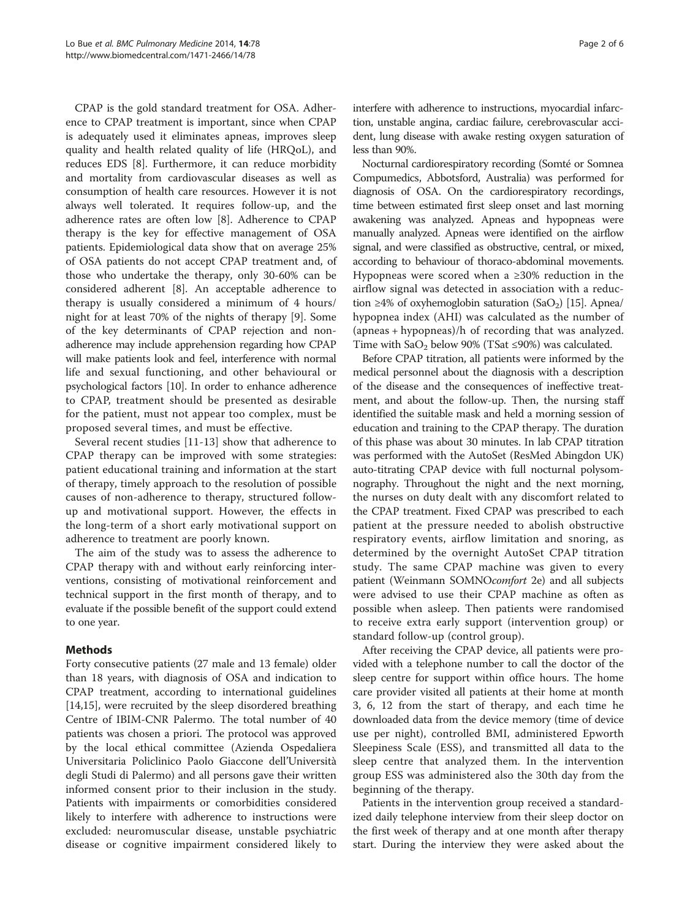CPAP is the gold standard treatment for OSA. Adherence to CPAP treatment is important, since when CPAP is adequately used it eliminates apneas, improves sleep quality and health related quality of life (HRQoL), and reduces EDS [8]. Furthermore, it can reduce morbidity and mortality from cardiovascular diseases as well as consumption of health care resources. However it is not always well tolerated. It requires follow-up, and the adherence rates are often low [8]. Adherence to CPAP therapy is the key for effective management of OSA patients. Epidemiological data show that on average 25% of OSA patients do not accept CPAP treatment and, of those who undertake the therapy, only 30-60% can be considered adherent [8]. An acceptable adherence to therapy is usually considered a minimum of 4 hours/night for at least 70% of the nights of therapy [9]. Some of the key determinants of CPAP rejection and non-adherence may include apprehension regarding how CPAP will make patients look and feel, interference with normal life and sexual functioning, and other behavioural or psychological factors [10]. In order to enhance adherence to CPAP, treatment should be presented as desirable for the patient, must not appear too complex, must be proposed several times, and must be effective.

Several recent studies [11-13] show that adherence to CPAP therapy can be improved with some strategies: patient educational training and information at the start of therapy, timely approach to the resolution of possible causes of non-adherence to therapy, structured follow-up and motivational support. However, the effects in the long-term of a short early motivational support on adherence to treatment are poorly known.

The aim of the study was to assess the adherence to CPAP therapy with and without early reinforcing interventions, consisting of motivational reinforcement and technical support in the first month of therapy, and to evaluate if the possible benefit of the support could extend to one year.

## Methods

Forty consecutive patients (27 male and 13 female) older than 18 years, with diagnosis of OSA and indication to CPAP treatment, according to international guidelines [14,15], were recruited by the sleep disordered breathing Centre of IBIM-CNR Palermo. The total number of 40 patients was chosen a priori. The protocol was approved by the local ethical committee (Azienda Ospedaliera Universitaria Policlinico Paolo Giaccone dell'Università degli Studi di Palermo) and all persons gave their written informed consent prior to their inclusion in the study. Patients with impairments or comorbidities considered likely to interfere with adherence to instructions were excluded: neuromuscular disease, unstable psychiatric disease or cognitive impairment considered likely to interfere with adherence to instructions, myocardial infarction, unstable angina, cardiac failure, cerebrovascular accident, lung disease with awake resting oxygen saturation of less than 90%.

Nocturnal cardiorespiratory recording (Somté or Somnea Compumedics, Abbotsford, Australia) was performed for diagnosis of OSA. On the cardiorespiratory recordings, time between estimated first sleep onset and last morning awakening was analyzed. Apneas and hypopneas were manually analyzed. Apneas were identified on the airflow signal, and were classified as obstructive, central, or mixed, according to behaviour of thoraco-abdominal movements. Hypopneas were scored when a ≥30% reduction in the airflow signal was detected in association with a reduction ≥4% of oxyhemoglobin saturation ($SaO_2$) [15]. Apnea/hypopnea index (AHI) was calculated as the number of (apneas + hypopneas)/h of recording that was analyzed. Time with $SaO_2$ below 90% (TSat ≤90%) was calculated.

Before CPAP titration, all patients were informed by the medical personnel about the diagnosis with a description of the disease and the consequences of ineffective treatment, and about the follow-up. Then, the nursing staff identified the suitable mask and held a morning session of education and training to the CPAP therapy. The duration of this phase was about 30 minutes. In lab CPAP titration was performed with the AutoSet (ResMed Abingdon UK) auto-titrating CPAP device with full nocturnal polysomnography. Throughout the night and the next morning, the nurses on duty dealt with any discomfort related to the CPAP treatment. Fixed CPAP was prescribed to each patient at the pressure needed to abolish obstructive respiratory events, airflow limitation and snoring, as determined by the overnight AutoSet CPAP titration study. The same CPAP machine was given to every patient (Weinmann SOMNO*comfort* 2e) and all subjects were advised to use their CPAP machine as often as possible when asleep. Then patients were randomised to receive extra early support (intervention group) or standard follow-up (control group).

After receiving the CPAP device, all patients were provided with a telephone number to call the doctor of the sleep centre for support within office hours. The home care provider visited all patients at their home at month 3, 6, 12 from the start of therapy, and each time he downloaded data from the device memory (time of device use per night), controlled BMI, administered Epworth Sleepiness Scale (ESS), and transmitted all data to the sleep centre that analyzed them. In the intervention group ESS was administered also the 30th day from the beginning of the therapy.

Patients in the intervention group received a standardized daily telephone interview from their sleep doctor on the first week of therapy and at one month after therapy start. During the interview they were asked about the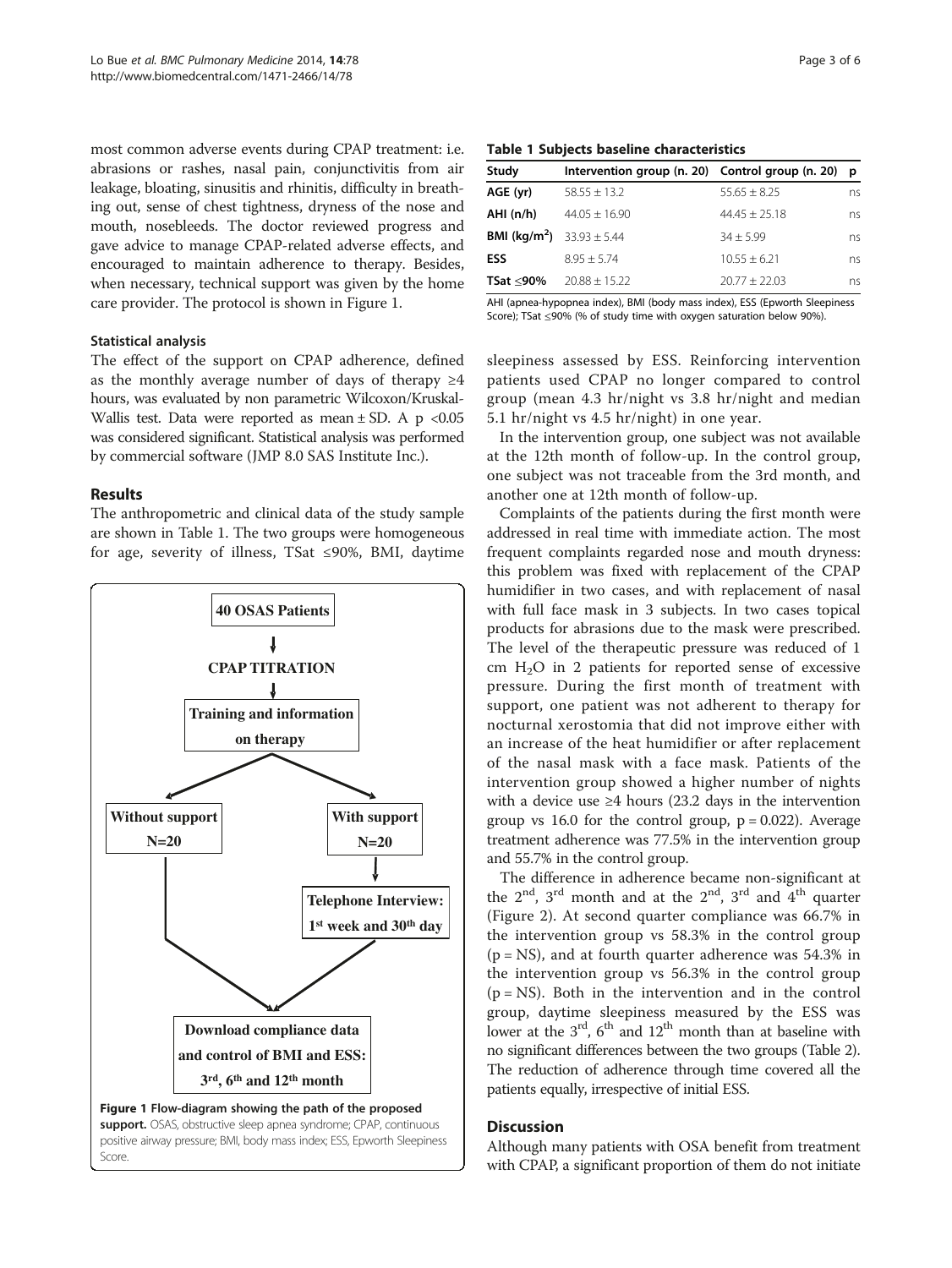most common adverse events during CPAP treatment: i.e. abrasions or rashes, nasal pain, conjunctivitis from air leakage, bloating, sinusitis and rhinitis, difficulty in breathing out, sense of chest tightness, dryness of the nose and mouth, nosebleeds. The doctor reviewed progress and gave advice to manage CPAP-related adverse effects, and encouraged to maintain adherence to therapy. Besides, when necessary, technical support was given by the home care provider. The protocol is shown in Figure 1.

### Statistical analysis

The effect of the support on CPAP adherence, defined as the monthly average number of days of therapy ≥4 hours, was evaluated by non parametric Wilcoxon/Kruskal-Wallis test. Data were reported as mean ± SD. A $p < 0.05$ was considered significant. Statistical analysis was performed by commercial software (JMP 8.0 SAS Institute Inc.).

## Results

The anthropometric and clinical data of the study sample are shown in Table 1. The two groups were homogeneous for age, severity of illness, TSat ≤90%, BMI, daytime sleepiness assessed by ESS. Reinforcing intervention patients used CPAP no longer compared to control group (mean 4.3 hr/night vs 3.8 hr/night and median 5.1 hr/night vs 4.5 hr/night) in one year.

**Table 1 Subjects baseline characteristics**

| Study | Intervention group (n. 20) | Control group (n. 20) | p |
|---|---|---|---|
| AGE (yr) | 58.55 ± 13.2 | 55.65 ± 8.25 | ns |
| AHI (n/h) | 44.05 ± 16.90 | 44.45 ± 25.18 | ns |
| BMI (kg/m$^2$) | 33.93 ± 5.44 | 34 ± 5.99 | ns |
| ESS | 8.95 ± 5.74 | 10.55 ± 6.21 | ns |
| TSat ≤90% | 20.88 ± 15.22 | 20.77 ± 22.03 | ns |

AHI (apnea-hypopnea index), BMI (body mass index), ESS (Epworth Sleepiness Score); TSat ≤90% (% of study time with oxygen saturation below 90%).

40 OSAS Patients → CPAP TITRATION → Training and information on therapy → Without support N=20 / With support N=20 → Telephone Interview: 1st week and 30th day → Download compliance data and control of BMI and ESS: 3rd, 6th and 12th month

Figure 1 Flow-diagram showing the path of the proposed support. OSAS, obstructive sleep apnea syndrome; CPAP, continuous positive airway pressure; BMI, body mass index; ESS, Epworth Sleepiness Score.

In the intervention group, one subject was not available at the 12th month of follow-up. In the control group, one subject was not traceable from the 3rd month, and another one at 12th month of follow-up.

Complaints of the patients during the first month were addressed in real time with immediate action. The most frequent complaints regarded nose and mouth dryness: this problem was fixed with replacement of the CPAP humidifier in two cases, and with replacement of nasal with full face mask in 3 subjects. In two cases topical products for abrasions due to the mask were prescribed. The level of the therapeutic pressure was reduced of 1 cm $H_2O$ in 2 patients for reported sense of excessive pressure. During the first month of treatment with support, one patient was not adherent to therapy for nocturnal xerostomia that did not improve either with an increase of the heat humidifier or after replacement of the nasal mask with a face mask. Patients of the intervention group showed a higher number of nights with a device use ≥4 hours (23.2 days in the intervention group vs 16.0 for the control group, $p = 0.022$). Average treatment adherence was 77.5% in the intervention group and 55.7% in the control group.

The difference in adherence became non-significant at the 2nd, 3rd month and at the 2nd, 3rd and 4th quarter (Figure 2). At second quarter compliance was 66.7% in the intervention group vs 58.3% in the control group (p = NS), and at fourth quarter adherence was 54.3% in the intervention group vs 56.3% in the control group (p = NS). Both in the intervention and in the control group, daytime sleepiness measured by the ESS was lower at the 3rd, 6th and 12th month than at baseline with no significant differences between the two groups (Table 2). The reduction of adherence through time covered all the patients equally, irrespective of initial ESS.

## Discussion

Although many patients with OSA benefit from treatment with CPAP, a significant proportion of them do not initiate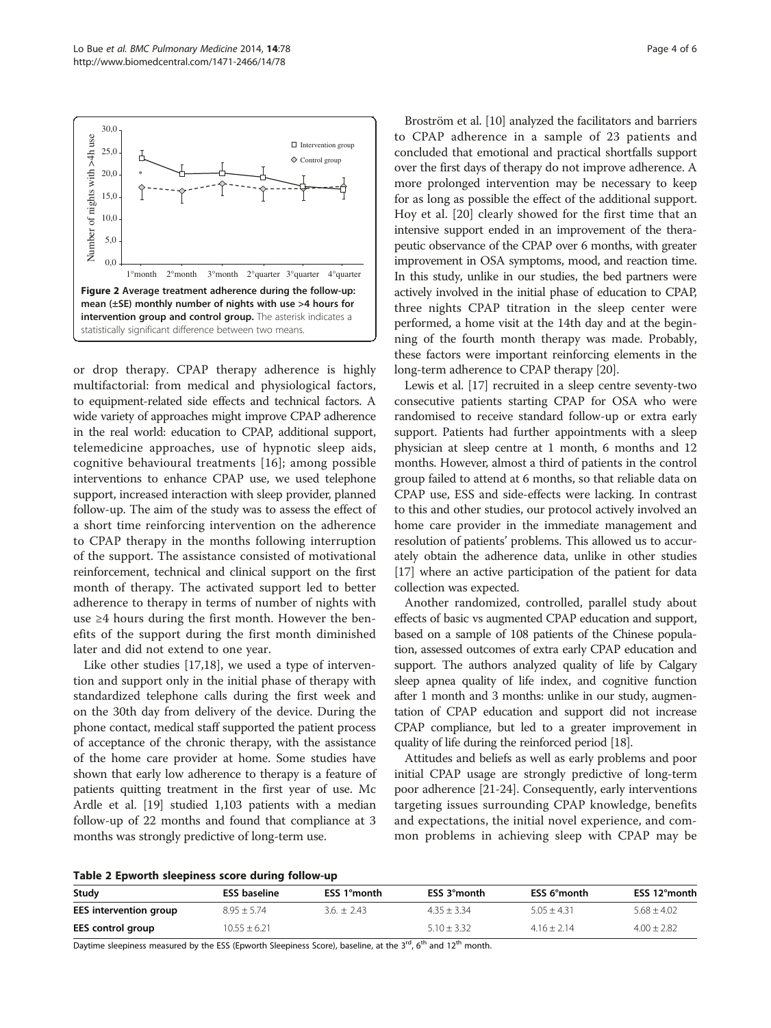Figure 2 Average treatment adherence during the follow-up: mean (±SE) monthly number of nights with use >4 hours for intervention group and control group. The asterisk indicates a statistically significant difference between two means.

or drop therapy. CPAP therapy adherence is highly multifactorial: from medical and physiological factors, to equipment-related side effects and technical factors. A wide variety of approaches might improve CPAP adherence in the real world: education to CPAP, additional support, telemedicine approaches, use of hypnotic sleep aids, cognitive behavioural treatments [16]; among possible interventions to enhance CPAP use, we used telephone support, increased interaction with sleep provider, planned follow-up. The aim of the study was to assess the effect of a short time reinforcing intervention on the adherence to CPAP therapy in the months following interruption of the support. The assistance consisted of motivational reinforcement, technical and clinical support on the first month of therapy. The activated support led to better adherence to therapy in terms of number of nights with use ≥4 hours during the first month. However the benefits of the support during the first month diminished later and did not extend to one year.

Like other studies [17,18], we used a type of intervention and support only in the initial phase of therapy with standardized telephone calls during the first week and on the 30th day from delivery of the device. During the phone contact, medical staff supported the patient process of acceptance of the chronic therapy, with the assistance of the home care provider at home. Some studies have shown that early low adherence to therapy is a feature of patients quitting treatment in the first year of use. Mc Ardle et al. [19] studied 1,103 patients with a median follow-up of 22 months and found that compliance at 3 months was strongly predictive of long-term use.

Broström et al. [10] analyzed the facilitators and barriers to CPAP adherence in a sample of 23 patients and concluded that emotional and practical shortfalls support over the first days of therapy do not improve adherence. A more prolonged intervention may be necessary to keep for as long as possible the effect of the additional support. Hoy et al. [20] clearly showed for the first time that an intensive support ended in an improvement of the therapeutic observance of the CPAP over 6 months, with greater improvement in OSA symptoms, mood, and reaction time. In this study, unlike in our studies, the bed partners were actively involved in the initial phase of education to CPAP, three nights CPAP titration in the sleep center were performed, a home visit at the 14th day and at the beginning of the fourth month therapy was made. Probably, these factors were important reinforcing elements in the long-term adherence to CPAP therapy [20].

Lewis et al. [17] recruited in a sleep centre seventy-two consecutive patients starting CPAP for OSA who were randomised to receive standard follow-up or extra early support. Patients had further appointments with a sleep physician at sleep centre at 1 month, 6 months and 12 months. However, almost a third of patients in the control group failed to attend at 6 months, so that reliable data on CPAP use, ESS and side-effects were lacking. In contrast to this and other studies, our protocol actively involved an home care provider in the immediate management and resolution of patients' problems. This allowed us to accurately obtain the adherence data, unlike in other studies [17] where an active participation of the patient for data collection was expected.

Another randomized, controlled, parallel study about effects of basic vs augmented CPAP education and support, based on a sample of 108 patients of the Chinese population, assessed outcomes of extra early CPAP education and support. The authors analyzed quality of life by Calgary sleep apnea quality of life index, and cognitive function after 1 month and 3 months: unlike in our study, augmentation of CPAP education and support did not increase CPAP compliance, but led to a greater improvement in quality of life during the reinforced period [18].

Attitudes and beliefs as well as early problems and poor initial CPAP usage are strongly predictive of long-term poor adherence [21-24]. Consequently, early interventions targeting issues surrounding CPAP knowledge, benefits and expectations, the initial novel experience, and common problems in achieving sleep with CPAP may be

**Table 2 Epworth sleepiness score during follow-up**

| Study | ESS baseline | ESS 1°month | ESS 3°month | ESS 6°month | ESS 12°month |
|---|---|---|---|---|---|
| **EES intervention group** | 8.95 ± 5.74 | 3.6. ± 2.43 | 4.35 ± 3.34 | 5.05 ± 4.31 | 5.68 ± 4.02 |
| **EES control group** | 10.55 ± 6.21 | | 5.10 ± 3.32 | 4.16 ± 2.14 | 4.00 ± 2.82 |

Daytime sleepiness measured by the ESS (Epworth Sleepiness Score), baseline, at the 3rd, 6th and 12th month.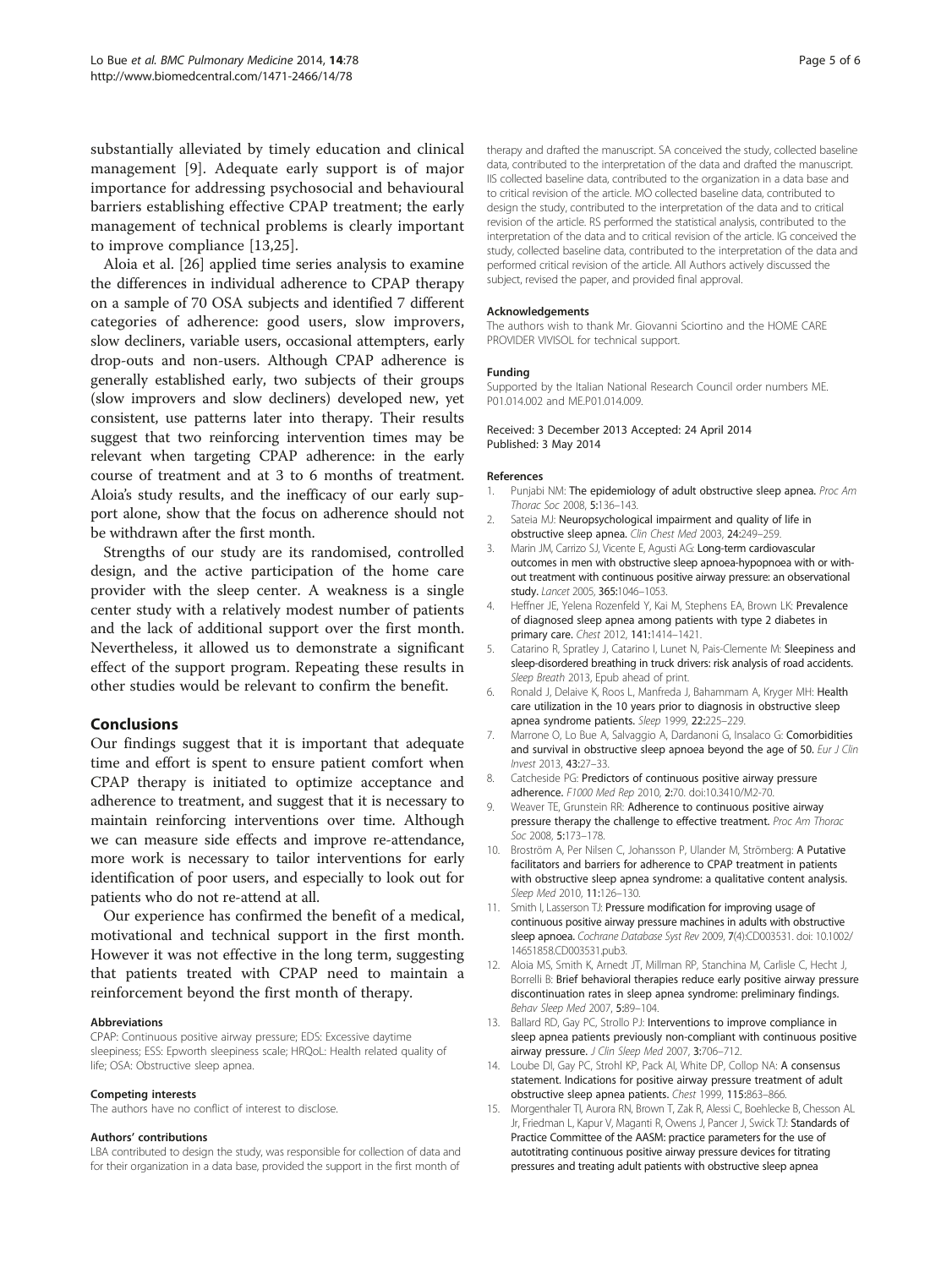substantially alleviated by timely education and clinical management [9]. Adequate early support is of major importance for addressing psychosocial and behavioural barriers establishing effective CPAP treatment; the early management of technical problems is clearly important to improve compliance [13,25].

Aloia et al. [26] applied time series analysis to examine the differences in individual adherence to CPAP therapy on a sample of 70 OSA subjects and identified 7 different categories of adherence: good users, slow improvers, slow decliners, variable users, occasional attempters, early drop-outs and non-users. Although CPAP adherence is generally established early, two subjects of their groups (slow improvers and slow decliners) developed new, yet consistent, use patterns later into therapy. Their results suggest that two reinforcing intervention times may be relevant when targeting CPAP adherence: in the early course of treatment and at 3 to 6 months of treatment. Aloia's study results, and the inefficacy of our early support alone, show that the focus on adherence should not be withdrawn after the first month.

Strengths of our study are its randomised, controlled design, and the active participation of the home care provider with the sleep center. A weakness is a single center study with a relatively modest number of patients and the lack of additional support over the first month. Nevertheless, it allowed us to demonstrate a significant effect of the support program. Repeating these results in other studies would be relevant to confirm the benefit.

## Conclusions

Our findings suggest that it is important that adequate time and effort is spent to ensure patient comfort when CPAP therapy is initiated to optimize acceptance and adherence to treatment, and suggest that it is necessary to maintain reinforcing interventions over time. Although we can measure side effects and improve re-attendance, more work is necessary to tailor interventions for early identification of poor users, and especially to look out for patients who do not re-attend at all.

Our experience has confirmed the benefit of a medical, motivational and technical support in the first month. However it was not effective in the long term, suggesting that patients treated with CPAP need to maintain a reinforcement beyond the first month of therapy.

#### Abbreviations

CPAP: Continuous positive airway pressure; EDS: Excessive daytime sleepiness; ESS: Epworth sleepiness scale; HRQoL: Health related quality of life; OSA: Obstructive sleep apnea.

#### Competing interests

The authors have no conflict of interest to disclose.

#### Authors' contributions

LBA contributed to design the study, was responsible for collection of data and for their organization in a data base, provided the support in the first month of therapy and drafted the manuscript. SA conceived the study, collected baseline data, contributed to the interpretation of the data and drafted the manuscript. IIS collected baseline data, contributed to the organization in a data base and to critical revision of the article. MO collected baseline data, contributed to design the study, contributed to the interpretation of the data and to critical revision of the article. RS performed the statistical analysis, contributed to the interpretation of the data and to critical revision of the article. IG conceived the study, collected baseline data, contributed to the interpretation of the data and performed critical revision of the article. All Authors actively discussed the subject, revised the paper, and provided final approval.

#### Acknowledgements

The authors wish to thank Mr. Giovanni Sciortino and the HOME CARE PROVIDER VIVISOL for technical support.

#### Funding

Supported by the Italian National Research Council order numbers ME. P01.014.002 and ME.P01.014.009.

Received: 3 December 2013 Accepted: 24 April 2014
Published: 3 May 2014

#### References

1. Punjabi NM: **The epidemiology of adult obstructive sleep apnea.** *Proc Am Thorac Soc* 2008, **5:**136–143.
2. Sateia MJ: **Neuropsychological impairment and quality of life in obstructive sleep apnea.** *Clin Chest Med* 2003, **24:**249–259.
3. Marin JM, Carrizo SJ, Vicente E, Agusti AG: **Long-term cardiovascular outcomes in men with obstructive sleep apnoea-hypopnoea with or without treatment with continuous positive airway pressure: an observational study.** *Lancet* 2005, **365:**1046–1053.
4. Heffner JE, Yelena Rozenfeld Y, Kai M, Stephens EA, Brown LK: **Prevalence of diagnosed sleep apnea among patients with type 2 diabetes in primary care.** *Chest* 2012, **141:**1414–1421.
5. Catarino R, Spratley J, Catarino I, Lunet N, Pais-Clemente M: **Sleepiness and sleep-disordered breathing in truck drivers: risk analysis of road accidents.** *Sleep Breath* 2013, Epub ahead of print.
6. Ronald J, Delaive K, Roos L, Manfreda J, Bahammam A, Kryger MH: **Health care utilization in the 10 years prior to diagnosis in obstructive sleep apnea syndrome patients.** *Sleep* 1999, **22:**225–229.
7. Marrone O, Lo Bue A, Salvaggio A, Dardanoni G, Insalaco G: **Comorbidities and survival in obstructive sleep apnoea beyond the age of 50.** *Eur J Clin Invest* 2013, **43:**27–33.
8. Catcheside PG: **Predictors of continuous positive airway pressure adherence.** *F1000 Med Rep* 2010, **2:**70. doi:10.3410/M2-70.
9. Weaver TE, Grunstein RR: **Adherence to continuous positive airway pressure therapy the challenge to effective treatment.** *Proc Am Thorac Soc* 2008, **5:**173–178.
10. Broström A, Per Nilsen C, Johansson P, Ulander M, Strömberg: **A Putative facilitators and barriers for adherence to CPAP treatment in patients with obstructive sleep apnea syndrome: a qualitative content analysis.** *Sleep Med* 2010, **11:**126–130.
11. Smith I, Lasserson TJ: **Pressure modification for improving usage of continuous positive airway pressure machines in adults with obstructive sleep apnoea.** *Cochrane Database Syst Rev* 2009, **7**(4):CD003531. doi: 10.1002/14651858.CD003531.pub3.
12. Aloia MS, Smith K, Arnedt JT, Millman RP, Stanchina M, Carlisle C, Hecht J, Borrelli B: **Brief behavioral therapies reduce early positive airway pressure discontinuation rates in sleep apnea syndrome: preliminary findings.** *Behav Sleep Med* 2007, **5:**89–104.
13. Ballard RD, Gay PC, Strollo PJ: **Interventions to improve compliance in sleep apnea patients previously non-compliant with continuous positive airway pressure.** *J Clin Sleep Med* 2007, **3:**706–712.
14. Loube DI, Gay PC, Strohl KP, Pack AI, White DP, Collop NA: **A consensus statement. Indications for positive airway pressure treatment of adult obstructive sleep apnea patients.** *Chest* 1999, 115:863–866.
15. Morgenthaler TI, Aurora RN, Brown T, Zak R, Alessi C, Boehlecke B, Chesson AL Jr, Friedman L, Kapur V, Maganti R, Owens J, Pancer J, Swick TJ: **Standards of Practice Committee of the AASM: practice parameters for the use of autotitrating continuous positive airway pressure devices for titrating pressures and treating adult patients with obstructive sleep apnea**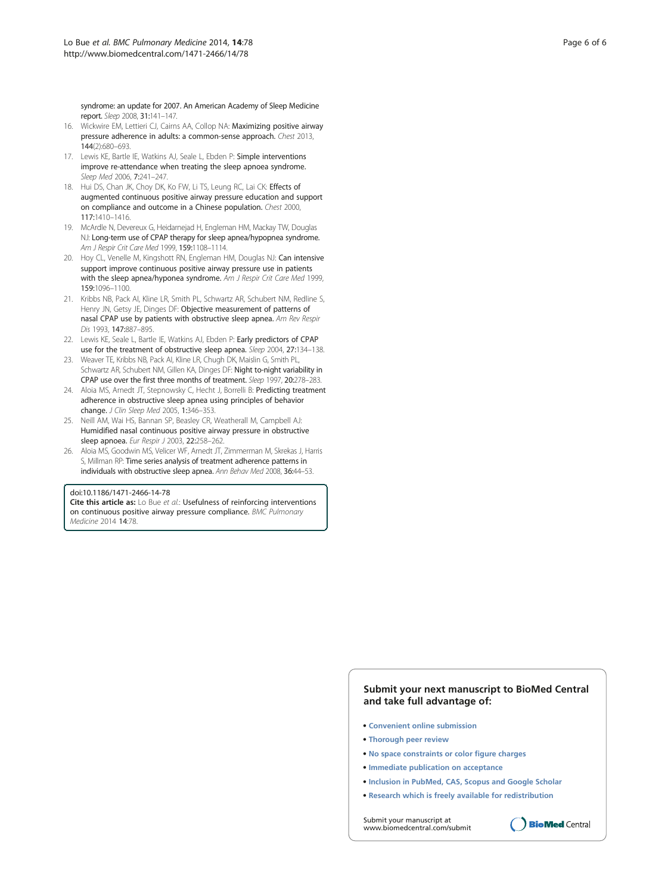syndrome: an update for 2007. An American Academy of Sleep Medicine report. *Sleep* 2008, **31**:141–147.

16. Wickwire EM, Lettieri CJ, Cairns AA, Collop NA: Maximizing positive airway pressure adherence in adults: a common-sense approach. *Chest* 2013, **144**(2):680–693.
17. Lewis KE, Bartle IE, Watkins AJ, Seale L, Ebden P: Simple interventions improve re-attendance when treating the sleep apnoea syndrome. *Sleep Med* 2006, **7**:241–247.
18. Hui DS, Chan JK, Choy DK, Ko FW, Li TS, Leung RC, Lai CK: Effects of augmented continuous positive airway pressure education and support on compliance and outcome in a Chinese population. *Chest* 2000, **117**:1410–1416.
19. McArdle N, Devereux G, Heidarnejad H, Engleman HM, Mackay TW, Douglas NJ: Long-term use of CPAP therapy for sleep apnea/hypopnea syndrome. *Am J Respir Crit Care Med* 1999, **159**:1108–1114.
20. Hoy CL, Venelle M, Kingshott RN, Engleman HM, Douglas NJ: Can intensive support improve continuous positive airway pressure use in patients with the sleep apnea/hyponea syndrome. *Am J Respir Crit Care Med* 1999, **159**:1096–1100.
21. Kribbs NB, Pack AI, Kline LR, Smith PL, Schwartz AR, Schubert NM, Redline S, Henry JN, Getsy JE, Dinges DF: Objective measurement of patterns of nasal CPAP use by patients with obstructive sleep apnea. *Am Rev Respir Dis* 1993, **147**:887–895.
22. Lewis KE, Seale L, Bartle IE, Watkins AJ, Ebden P: Early predictors of CPAP use for the treatment of obstructive sleep apnea. *Sleep* 2004, **27**:134–138.
23. Weaver TE, Kribbs NB, Pack AI, Kline LR, Chugh DK, Maislin G, Smith PL, Schwartz AR, Schubert NM, Gillen KA, Dinges DF: Night to-night variability in CPAP use over the first three months of treatment. *Sleep* 1997, **20**:278–283.
24. Aloia MS, Arnedt JT, Stepnowsky C, Hecht J, Borrelli B: Predicting treatment adherence in obstructive sleep apnea using principles of behavior change. *J Clin Sleep Med* 2005, **1**:346–353.
25. Neill AM, Wai HS, Bannan SP, Beasley CR, Weatherall M, Campbell AJ: Humidified nasal continuous positive airway pressure in obstructive sleep apnoea. *Eur Respir J* 2003, **22**:258–262.
26. Aloia MS, Goodwin MS, Velicer WF, Arnedt JT, Zimmerman M, Skrekas J, Harris S, Millman RP: Time series analysis of treatment adherence patterns in individuals with obstructive sleep apnea. *Ann Behav Med* 2008, **36**:44–53.

doi:10.1186/1471-2466-14-78
**Cite this article as:** Lo Bue *et al.*: Usefulness of reinforcing interventions on continuous positive airway pressure compliance. *BMC Pulmonary Medicine* 2014 **14**:78.

**Submit your next manuscript to BioMed Central and take full advantage of:**

- **Convenient online submission**
- **Thorough peer review**
- **No space constraints or color figure charges**
- **Immediate publication on acceptance**
- **Inclusion in PubMed, CAS, Scopus and Google Scholar**
- **Research which is freely available for redistribution**

Submit your manuscript at www.biomedcentral.com/submit

BioMed Central